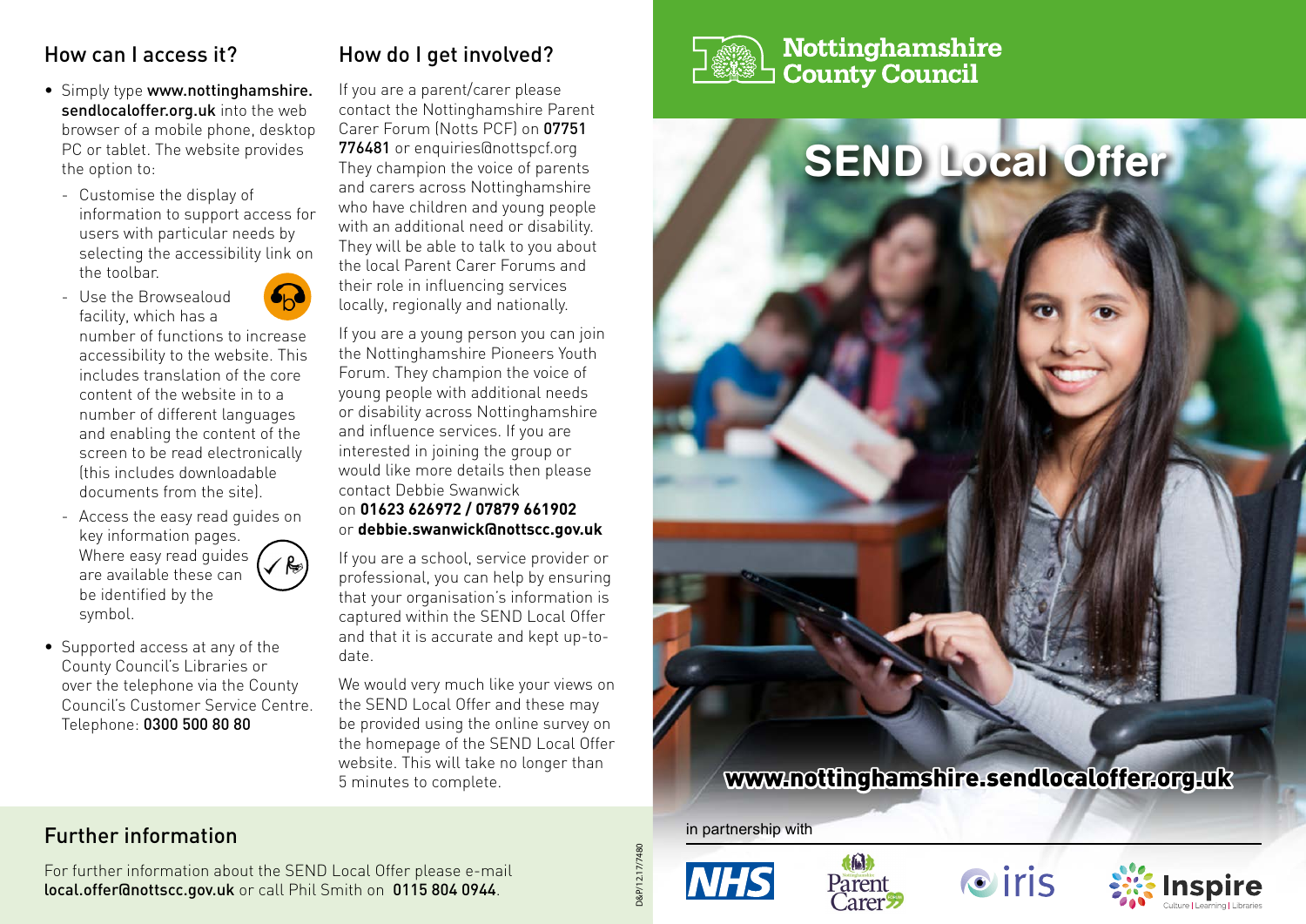## How can I access it?

- Simply type **www.nottinghamshire.sendlocaloffer.org.uk** into the web browser of a mobile phone, desktop PC or tablet. The website provides the option to:
  - Customise the display of information to support access for users with particular needs by selecting the accessibility link on the toolbar.
  - Use the Browsealoud facility, which has a number of functions to increase accessibility to the website. This includes translation of the core content of the website in to a number of different languages and enabling the content of the screen to be read electronically (this includes downloadable documents from the site).
  - Access the easy read guides on key information pages. Where easy read guides are available these can be identified by the symbol.
- Supported access at any of the County Council's Libraries or over the telephone via the County Council's Customer Service Centre. Telephone: **0300 500 80 80**

## How do I get involved?

If you are a parent/carer please contact the Nottinghamshire Parent Carer Forum (Notts PCF) on **07751 776481** or enquiries@nottspcf.org They champion the voice of parents and carers across Nottinghamshire who have children and young people with an additional need or disability. They will be able to talk to you about the local Parent Carer Forums and their role in influencing services locally, regionally and nationally.

If you are a young person you can join the Nottinghamshire Pioneers Youth Forum. They champion the voice of young people with additional needs or disability across Nottinghamshire and influence services. If you are interested in joining the group or would like more details then please contact Debbie Swanwick on **01623 626972 / 07879 661902** or **debbie.swanwick@nottscc.gov.uk**

If you are a school, service provider or professional, you can help by ensuring that your organisation's information is captured within the SEND Local Offer and that it is accurate and kept up-to-date.

We would very much like your views on the SEND Local Offer and these may be provided using the online survey on the homepage of the SEND Local Offer website. This will take no longer than 5 minutes to complete.

## Further information

For further information about the SEND Local Offer please e-mail **local.offer@nottscc.gov.uk** or call Phil Smith on **0115 804 0944**.

D&P/12.17/7480

**Nottinghamshire County Council**

# SEND Local Offer

**www.nottinghamshire.sendlocaloffer.org.uk**

in partnership with

NHS | Nottinghamshire Parent Carer Forum | iris | Inspire Culture | Learning | Libraries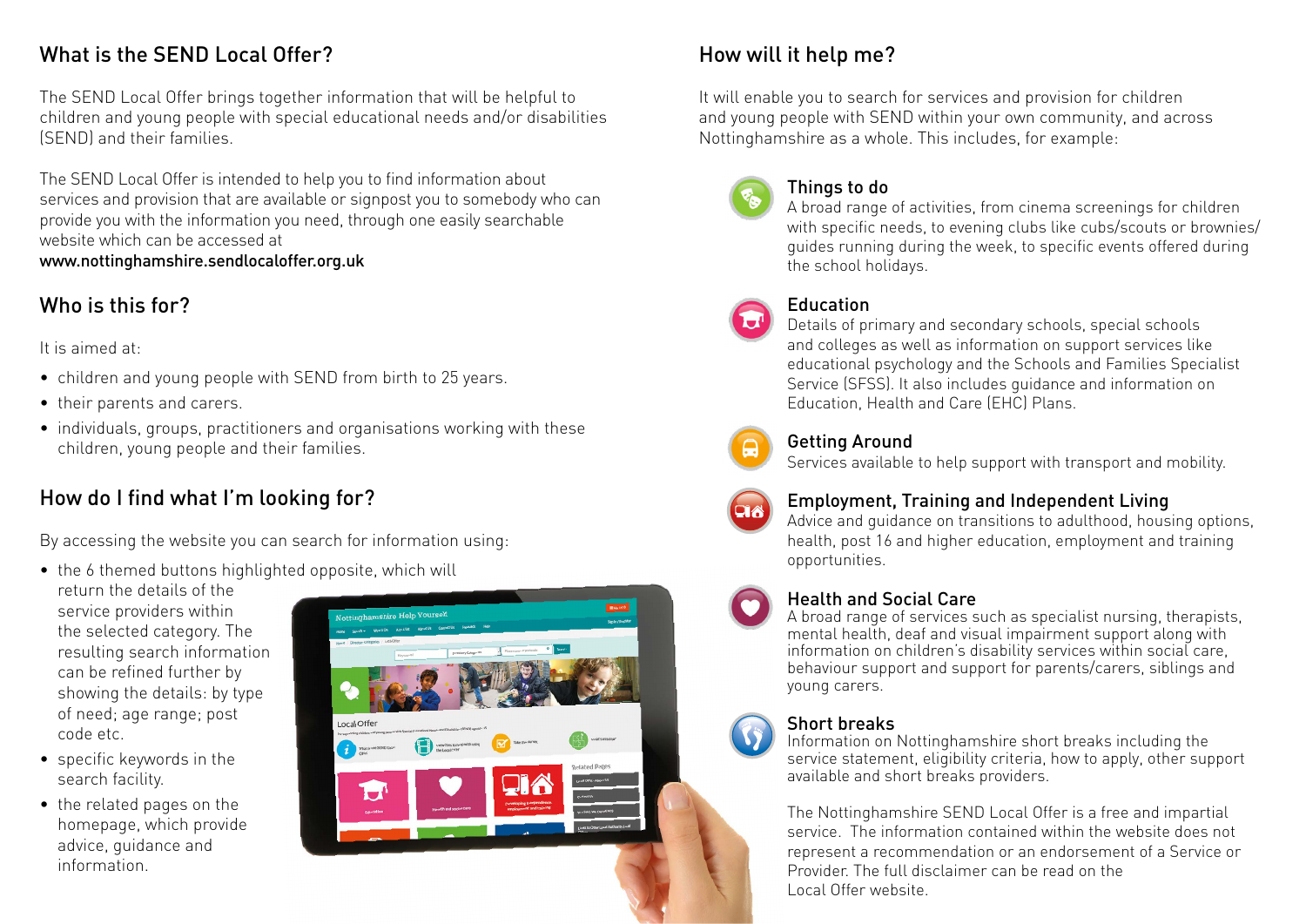## What is the SEND Local Offer?

The SEND Local Offer brings together information that will be helpful to children and young people with special educational needs and/or disabilities (SEND) and their families.

The SEND Local Offer is intended to help you to find information about services and provision that are available or signpost you to somebody who can provide you with the information you need, through one easily searchable website which can be accessed at
**www.nottinghamshire.sendlocaloffer.org.uk**

## Who is this for?

It is aimed at:

- children and young people with SEND from birth to 25 years.
- their parents and carers.
- individuals, groups, practitioners and organisations working with these children, young people and their families.

## How do I find what I'm looking for?

By accessing the website you can search for information using:

- the 6 themed buttons highlighted opposite, which will return the details of the service providers within the selected category. The resulting search information can be refined further by showing the details: by type of need; age range; post code etc.
- specific keywords in the search facility.
- the related pages on the homepage, which provide advice, guidance and information.

## How will it help me?

It will enable you to search for services and provision for children and young people with SEND within your own community, and across Nottinghamshire as a whole. This includes, for example:

### Things to do

A broad range of activities, from cinema screenings for children with specific needs, to evening clubs like cubs/scouts or brownies/guides running during the week, to specific events offered during the school holidays.

### Education

Details of primary and secondary schools, special schools and colleges as well as information on support services like educational psychology and the Schools and Families Specialist Service (SFSS). It also includes guidance and information on Education, Health and Care (EHC) Plans.

### Getting Around

Services available to help support with transport and mobility.

### Employment, Training and Independent Living

Advice and guidance on transitions to adulthood, housing options, health, post 16 and higher education, employment and training opportunities.

### Health and Social Care

A broad range of services such as specialist nursing, therapists, mental health, deaf and visual impairment support along with information on children's disability services within social care, behaviour support and support for parents/carers, siblings and young carers.

### Short breaks

Information on Nottinghamshire short breaks including the service statement, eligibility criteria, how to apply, other support available and short breaks providers.

The Nottinghamshire SEND Local Offer is a free and impartial service. The information contained within the website does not represent a recommendation or an endorsement of a Service or Provider. The full disclaimer can be read on the Local Offer website.